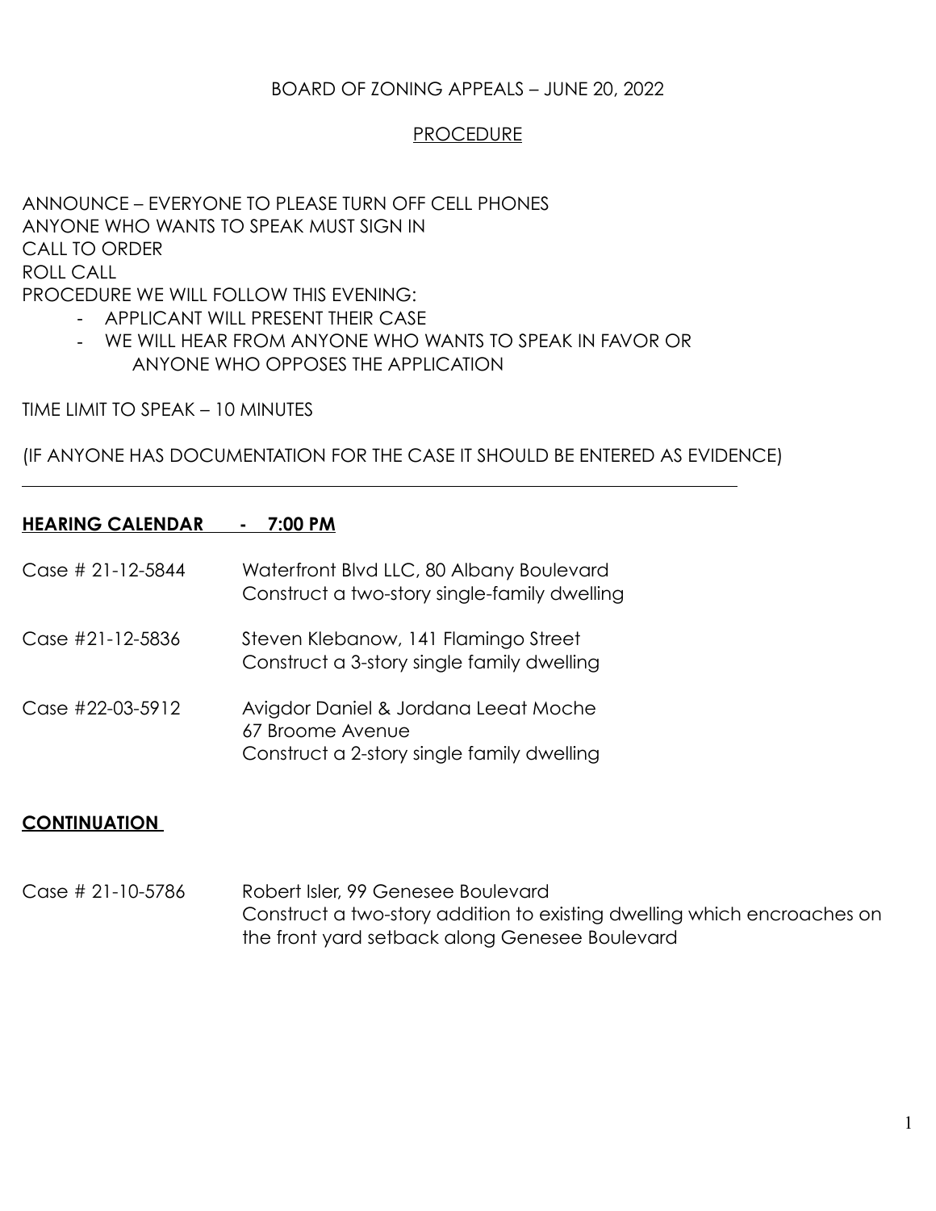# BOARD OF ZONING APPEALS – JUNE 20, 2022

## PROCEDURE

ANNOUNCE – EVERYONE TO PLEASE TURN OFF CELL PHONES
ANYONE WHO WANTS TO SPEAK MUST SIGN IN
CALL TO ORDER
ROLL CALL
PROCEDURE WE WILL FOLLOW THIS EVENING:

- APPLICANT WILL PRESENT THEIR CASE
- WE WILL HEAR FROM ANYONE WHO WANTS TO SPEAK IN FAVOR OR ANYONE WHO OPPOSES THE APPLICATION

TIME LIMIT TO SPEAK – 10 MINUTES

(IF ANYONE HAS DOCUMENTATION FOR THE CASE IT SHOULD BE ENTERED AS EVIDENCE)

---

**HEARING CALENDAR - 7:00 PM**

| | |
|---|---|
| Case # 21-12-5844 | Waterfront Blvd LLC, 80 Albany Boulevard<br>Construct a two-story single-family dwelling |
| Case #21-12-5836 | Steven Klebanow, 141 Flamingo Street<br>Construct a 3-story single family dwelling |
| Case #22-03-5912 | Avigdor Daniel & Jordana Leeat Moche<br>67 Broome Avenue<br>Construct a 2-story single family dwelling |

**CONTINUATION**

| | |
|---|---|
| Case # 21-10-5786 | Robert Isler, 99 Genesee Boulevard<br>Construct a two-story addition to existing dwelling which encroaches on the front yard setback along Genesee Boulevard |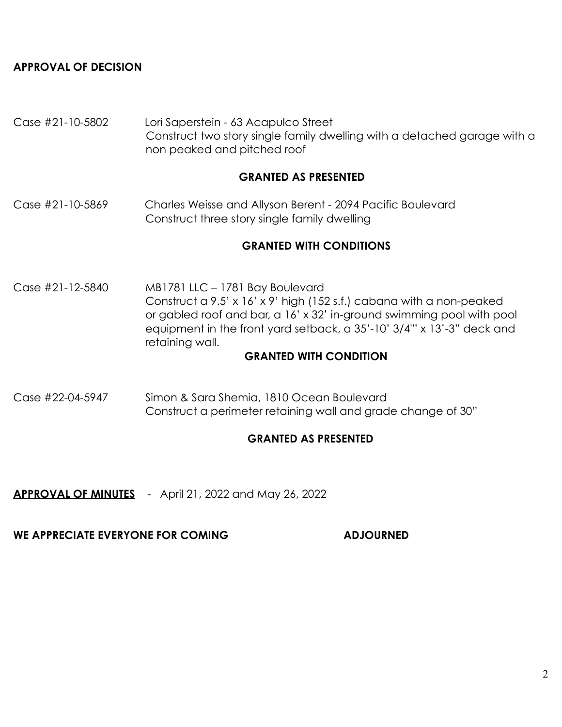## APPROVAL OF DECISION

Case #21-10-5802 Lori Saperstein - 63 Acapulco Street
Construct two story single family dwelling with a detached garage with a non peaked and pitched roof

**GRANTED AS PRESENTED**

Case #21-10-5869 Charles Weisse and Allyson Berent - 2094 Pacific Boulevard
Construct three story single family dwelling

**GRANTED WITH CONDITIONS**

Case #21-12-5840 MB1781 LLC – 1781 Bay Boulevard
Construct a 9.5' x 16' x 9' high (152 s.f.) cabana with a non-peaked or gabled roof and bar, a 16' x 32' in-ground swimming pool with pool equipment in the front yard setback, a 35'-10' 3/4'" x 13'-3" deck and retaining wall.

**GRANTED WITH CONDITION**

Case #22-04-5947 Simon & Sara Shemia, 1810 Ocean Boulevard
Construct a perimeter retaining wall and grade change of 30"

**GRANTED AS PRESENTED**

**APPROVAL OF MINUTES** - April 21, 2022 and May 26, 2022

**WE APPRECIATE EVERYONE FOR COMING** **ADJOURNED**